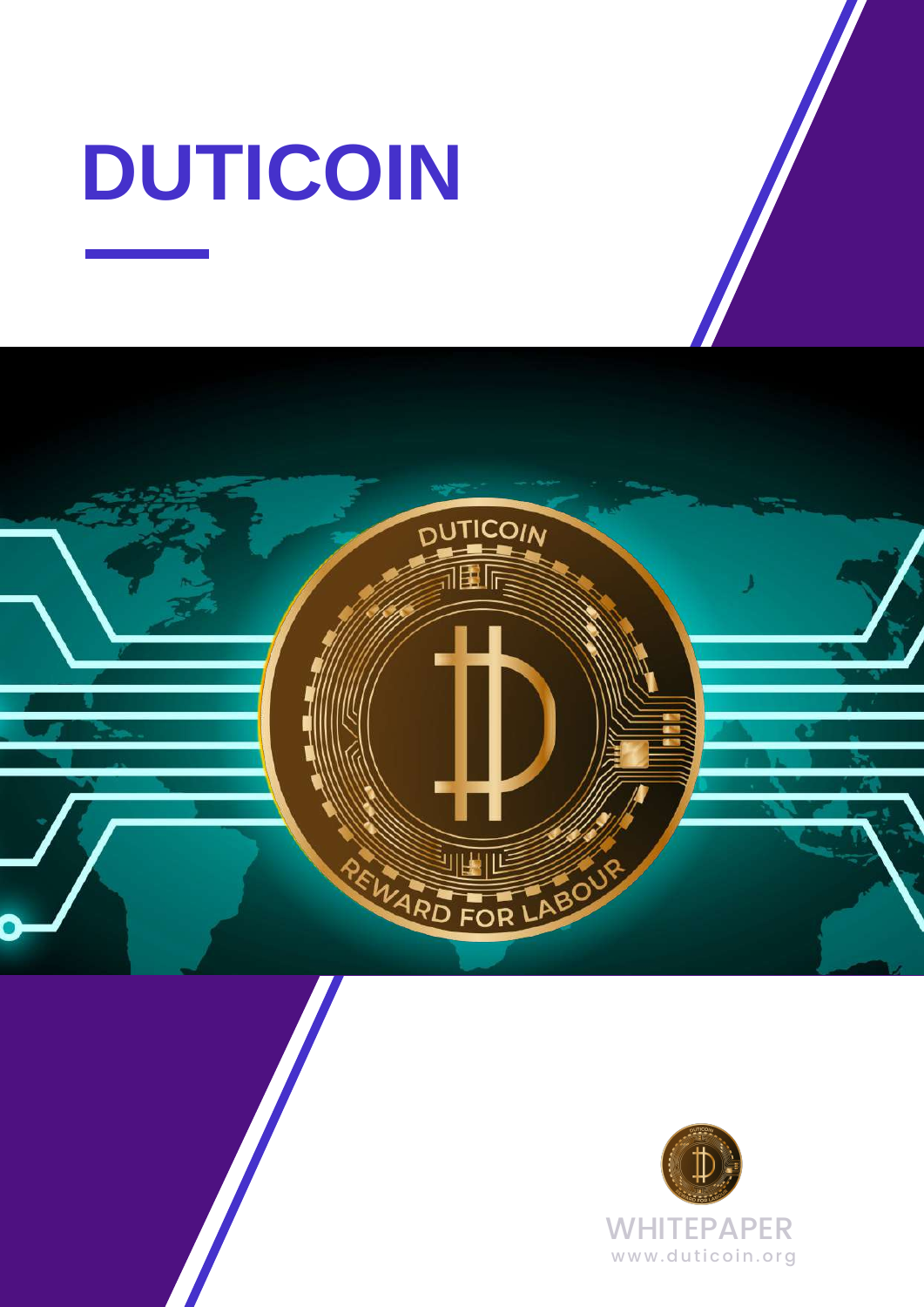# DUTICOIN

WHITEPAPER

www.duticoin.org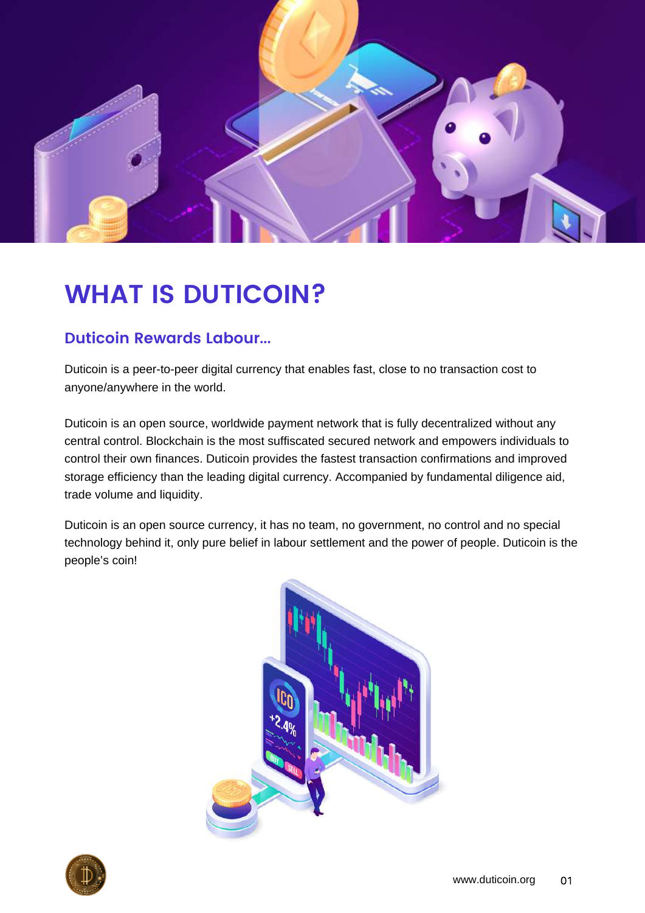# WHAT IS DUTICOIN?

## Duticoin Rewards Labour...

Duticoin is a peer-to-peer digital currency that enables fast, close to no transaction cost to anyone/anywhere in the world.

Duticoin is an open source, worldwide payment network that is fully decentralized without any central control. Blockchain is the most sufficated secured network and empowers individuals to control their own finances. Duticoin provides the fastest transaction confirmations and improved storage efficiency than the leading digital currency. Accompanied by fundamental diligence aid, trade volume and liquidity.

Duticoin is an open source currency, it has no team, no government, no control and no special technology behind it, only pure belief in labour settlement and the power of people. Duticoin is the people's coin!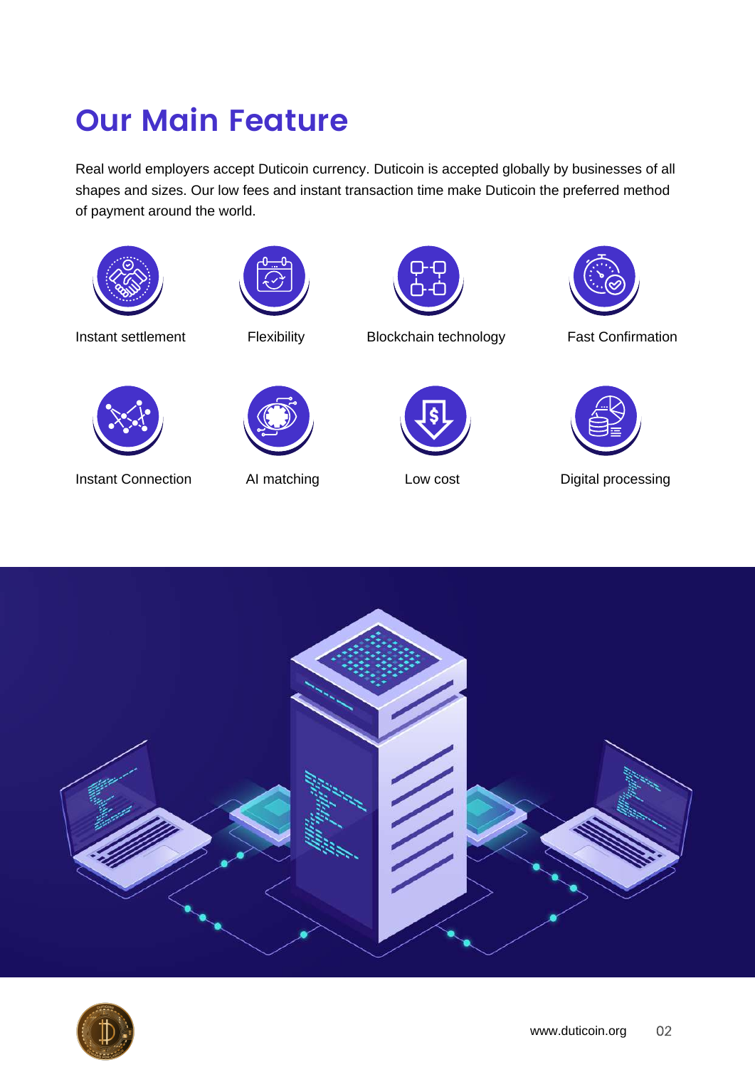# Our Main Feature

Real world employers accept Duticoin currency. Duticoin is accepted globally by businesses of all shapes and sizes. Our low fees and instant transaction time make Duticoin the preferred method of payment around the world.

- Instant settlement
- Flexibility
- Blockchain technology
- Fast Confirmation
- Instant Connection
- AI matching
- Low cost
- Digital processing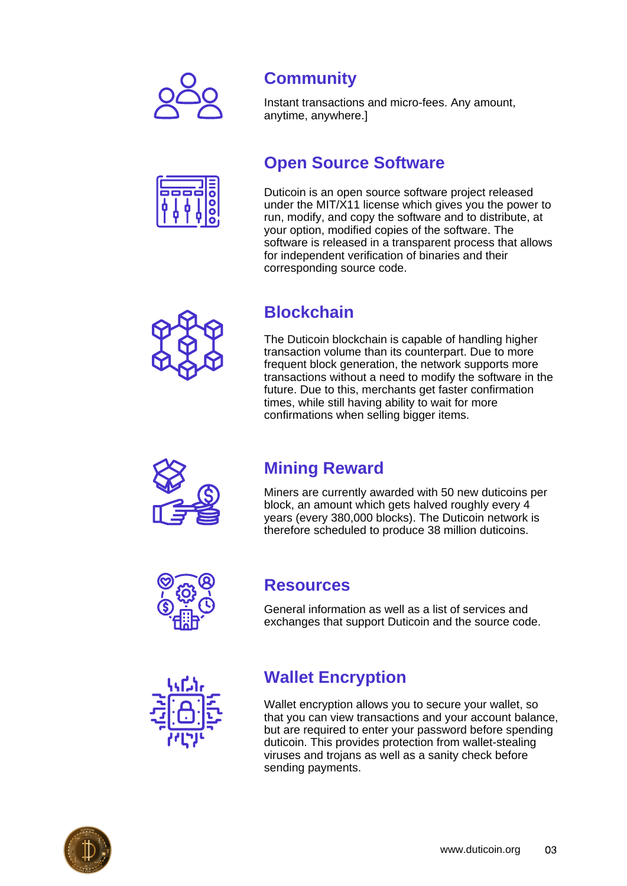## Community

Instant transactions and micro-fees. Any amount, anytime, anywhere.]

## Open Source Software

Duticoin is an open source software project released under the MIT/X11 license which gives you the power to run, modify, and copy the software and to distribute, at your option, modified copies of the software. The software is released in a transparent process that allows for independent verification of binaries and their corresponding source code.

## Blockchain

The Duticoin blockchain is capable of handling higher transaction volume than its counterpart. Due to more frequent block generation, the network supports more transactions without a need to modify the software in the future. Due to this, merchants get faster confirmation times, while still having ability to wait for more confirmations when selling bigger items.

## Mining Reward

Miners are currently awarded with 50 new duticoins per block, an amount which gets halved roughly every 4 years (every 380,000 blocks). The Duticoin network is therefore scheduled to produce 38 million duticoins.

## Resources

General information as well as a list of services and exchanges that support Duticoin and the source code.

## Wallet Encryption

Wallet encryption allows you to secure your wallet, so that you can view transactions and your account balance, but are required to enter your password before spending duticoin. This provides protection from wallet-stealing viruses and trojans as well as a sanity check before sending payments.

www.duticoin.org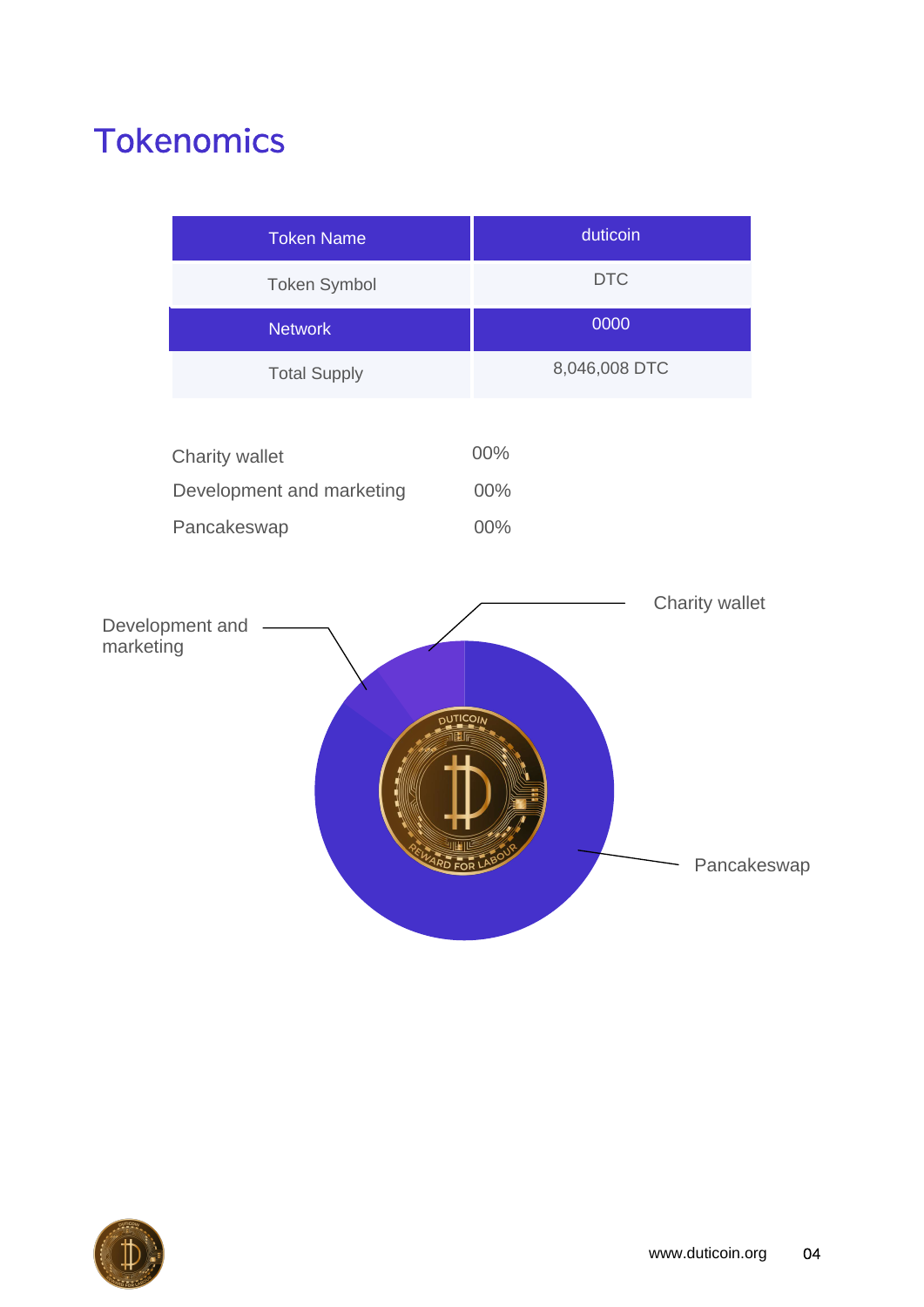# Tokenomics

| Token Name | duticoin |
| --- | --- |
| Token Symbol | DTC |
| Network | 0000 |
| Total Supply | 8,046,008 DTC |

| | |
| --- | --- |
| Charity wallet | 00% |
| Development and marketing | 00% |
| Pancakeswap | 00% |

Development and marketing

Charity wallet

Pancakeswap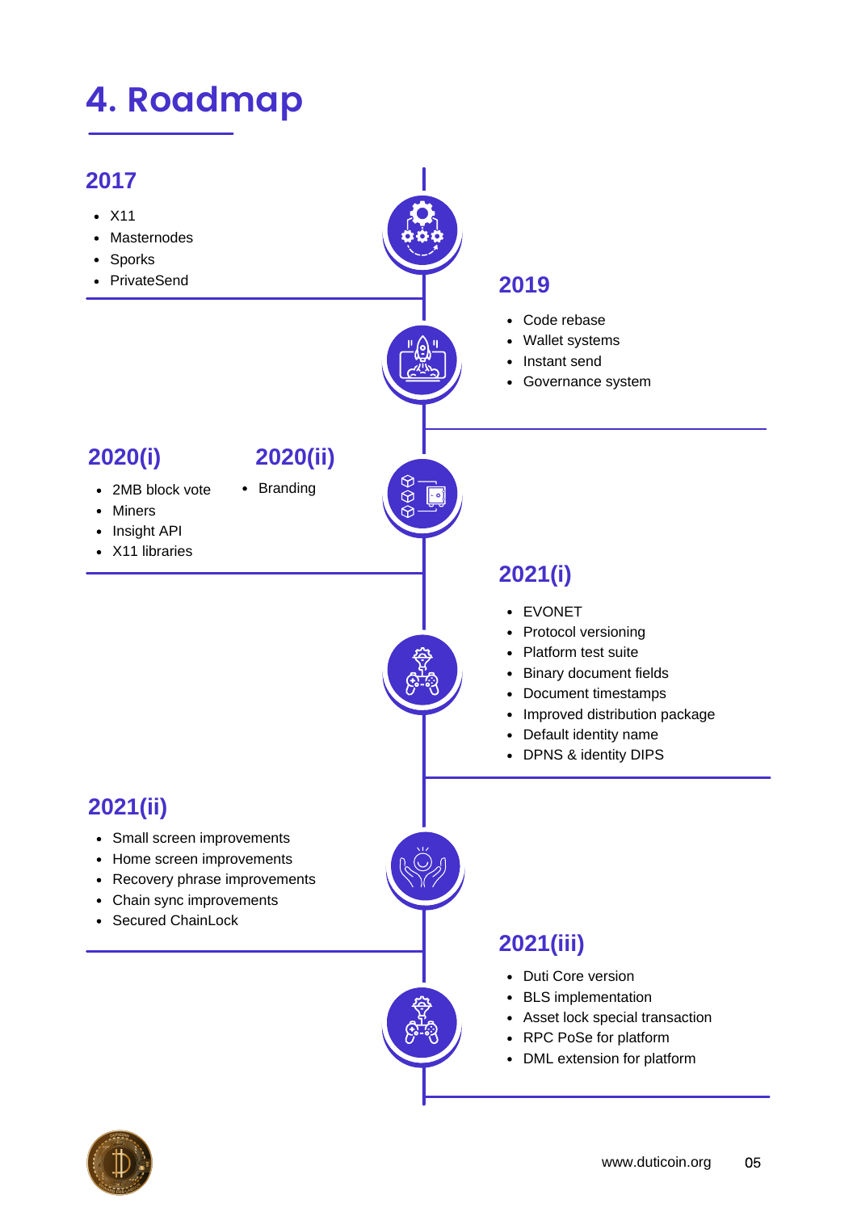# 4. Roadmap

## 2017

- X11
- Masternodes
- Sporks
- PrivateSend

## 2019

- Code rebase
- Wallet systems
- Instant send
- Governance system

## 2020(i)

- 2MB block vote
- Miners
- Insight API
- X11 libraries

## 2020(ii)

- Branding

## 2021(i)

- EVONET
- Protocol versioning
- Platform test suite
- Binary document fields
- Document timestamps
- Improved distribution package
- Default identity name
- DPNS & identity DIPS

## 2021(ii)

- Small screen improvements
- Home screen improvements
- Recovery phrase improvements
- Chain sync improvements
- Secured ChainLock

## 2021(iii)

- Duti Core version
- BLS implementation
- Asset lock special transaction
- RPC PoSe for platform
- DML extension for platform

www.duticoin.org